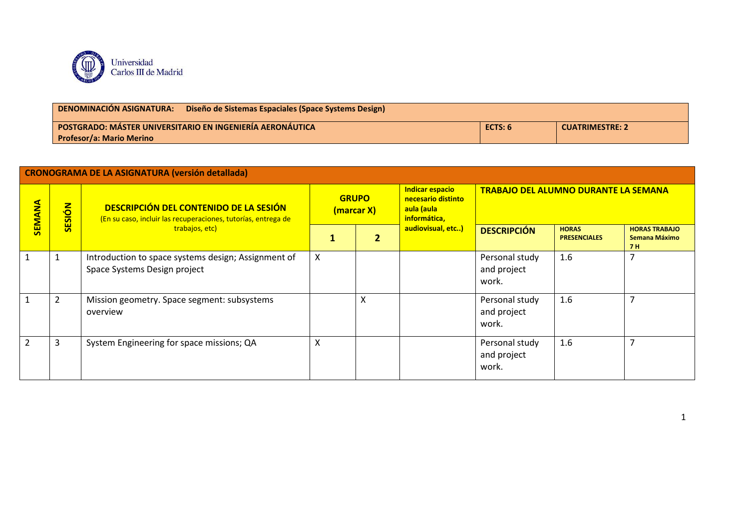Universidad Carlos III de Madrid

| DENOMINACIÓN ASIGNATURA: Diseño de Sistemas Espaciales (Space Systems Design) | | |
|---|---|---|
| POSTGRADO: MÁSTER UNIVERSITARIO EN INGENIERÍA AERONÁUTICA<br>Profesor/a: Mario Merino | ECTS: 6 | CUATRIMESTRE: 2 |

## CRONOGRAMA DE LA ASIGNATURA (versión detallada)

| SEMANA | SESIÓN | DESCRIPCIÓN DEL CONTENIDO DE LA SESIÓN (En su caso, incluir las recuperaciones, tutorías, entrega de trabajos, etc) | GRUPO (marcar X) | | Indicar espacio necesario distinto aula (aula informática, audiovisual, etc..) | TRABAJO DEL ALUMNO DURANTE LA SEMANA | | |
|---|---|---|---|---|---|---|---|---|
| | | | 1 | 2 | | DESCRIPCIÓN | HORAS PRESENCIALES | HORAS TRABAJO Semana Máximo 7 H |
| 1 | 1 | Introduction to space systems design; Assignment of Space Systems Design project | X | | | Personal study and project work. | 1.6 | 7 |
| 1 | 2 | Mission geometry. Space segment: subsystems overview | | X | | Personal study and project work. | 1.6 | 7 |
| 2 | 3 | System Engineering for space missions; QA | X | | | Personal study and project work. | 1.6 | 7 |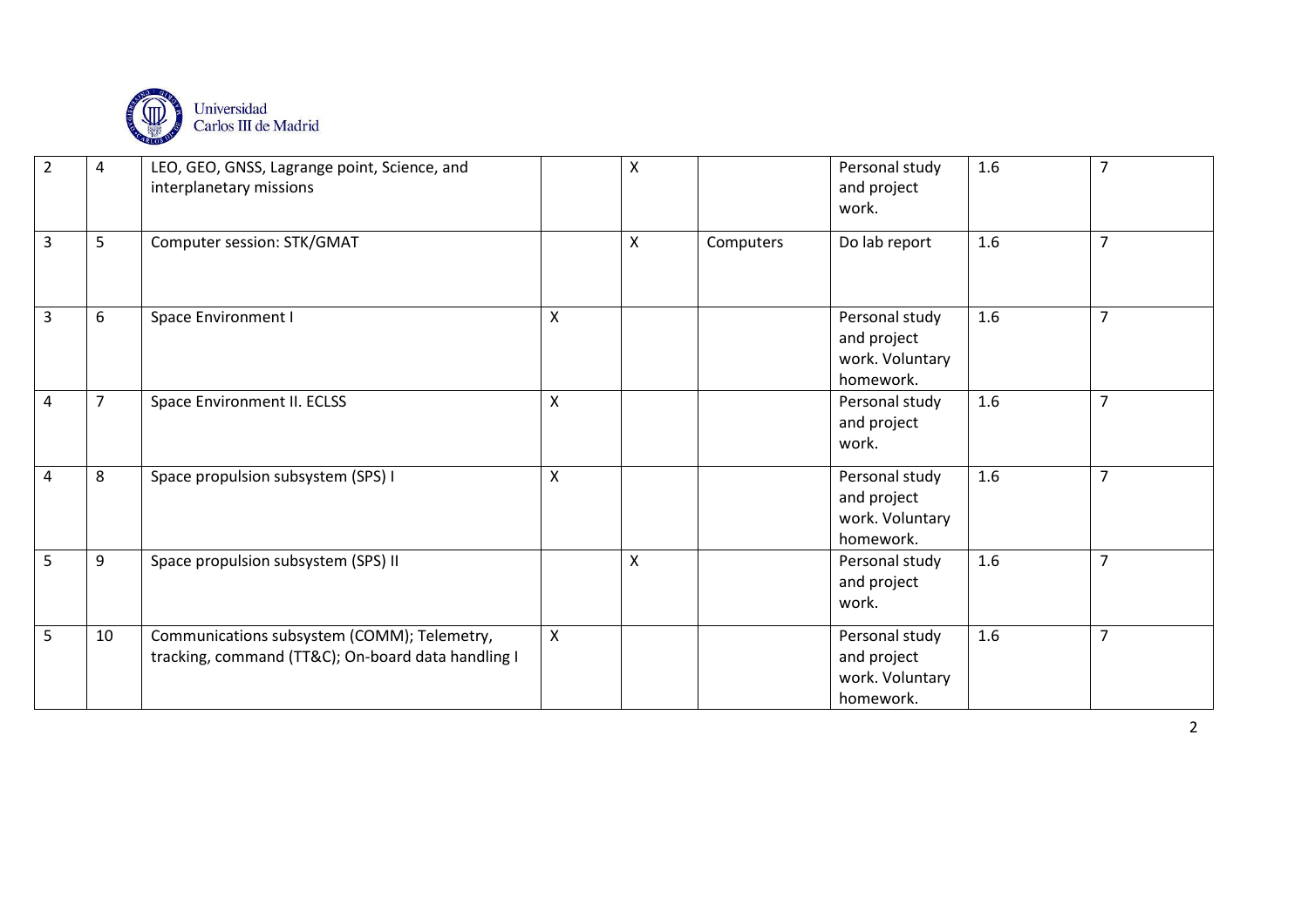| 2 | 4 | LEO, GEO, GNSS, Lagrange point, Science, and interplanetary missions | | X | | Personal study and project work. | 1.6 | 7 |
|---|---|---|---|---|---|---|---|---|
| 3 | 5 | Computer session: STK/GMAT | | X | Computers | Do lab report | 1.6 | 7 |
| 3 | 6 | Space Environment I | X | | | Personal study and project work. Voluntary homework. | 1.6 | 7 |
| 4 | 7 | Space Environment II. ECLSS | X | | | Personal study and project work. | 1.6 | 7 |
| 4 | 8 | Space propulsion subsystem (SPS) I | X | | | Personal study and project work. Voluntary homework. | 1.6 | 7 |
| 5 | 9 | Space propulsion subsystem (SPS) II | | X | | Personal study and project work. | 1.6 | 7 |
| 5 | 10 | Communications subsystem (COMM); Telemetry, tracking, command (TT&C); On-board data handling I | X | | | Personal study and project work. Voluntary homework. | 1.6 | 7 |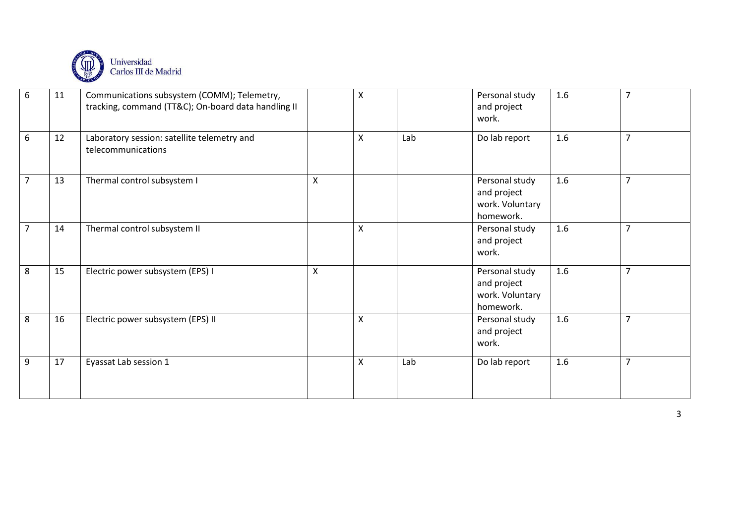| | | | | | | | | |
|---|---|---|---|---|---|---|---|---|
| 6 | 11 | Communications subsystem (COMM); Telemetry, tracking, command (TT&C); On-board data handling II | | X | | Personal study and project work. | 1.6 | 7 |
| 6 | 12 | Laboratory session: satellite telemetry and telecommunications | | X | Lab | Do lab report | 1.6 | 7 |
| 7 | 13 | Thermal control subsystem I | X | | | Personal study and project work. Voluntary homework. | 1.6 | 7 |
| 7 | 14 | Thermal control subsystem II | | X | | Personal study and project work. | 1.6 | 7 |
| 8 | 15 | Electric power subsystem (EPS) I | X | | | Personal study and project work. Voluntary homework. | 1.6 | 7 |
| 8 | 16 | Electric power subsystem (EPS) II | | X | | Personal study and project work. | 1.6 | 7 |
| 9 | 17 | Eyassat Lab session 1 | | X | Lab | Do lab report | 1.6 | 7 |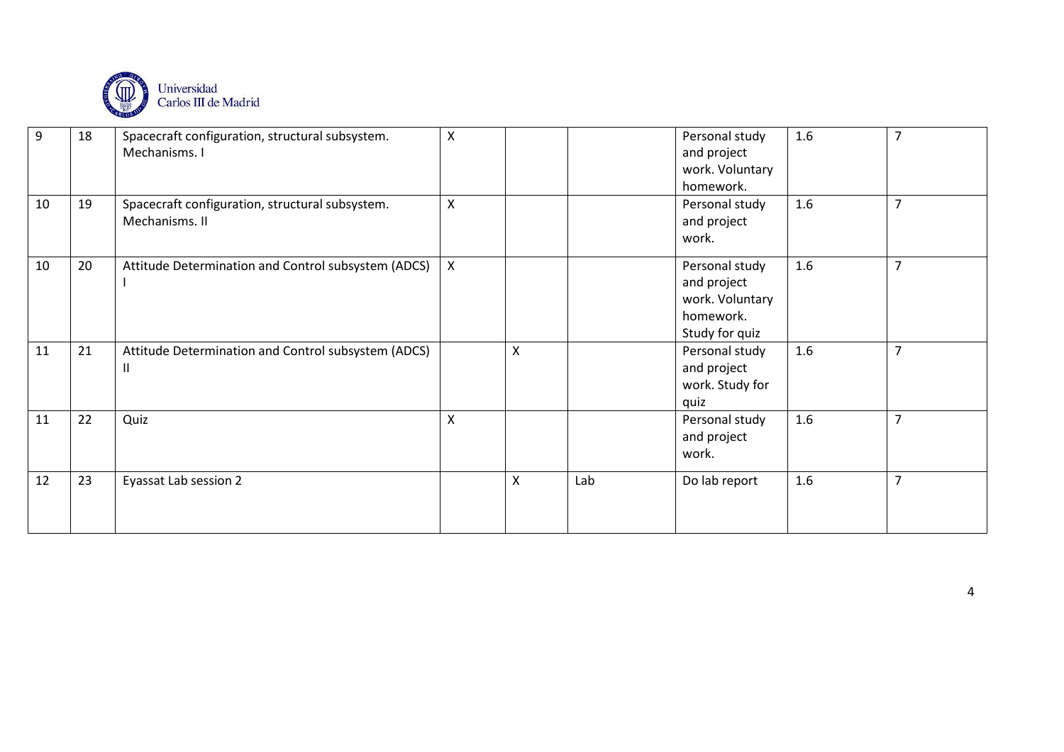| 9 | 18 | Spacecraft configuration, structural subsystem. Mechanisms. I | X | | | Personal study and project work. Voluntary homework. | 1.6 | 7 |
|---|---|---|---|---|---|---|---|---|
| 10 | 19 | Spacecraft configuration, structural subsystem. Mechanisms. II | X | | | Personal study and project work. | 1.6 | 7 |
| 10 | 20 | Attitude Determination and Control subsystem (ADCS) I | X | | | Personal study and project work. Voluntary homework. Study for quiz | 1.6 | 7 |
| 11 | 21 | Attitude Determination and Control subsystem (ADCS) II | | X | | Personal study and project work. Study for quiz | 1.6 | 7 |
| 11 | 22 | Quiz | X | | | Personal study and project work. | 1.6 | 7 |
| 12 | 23 | Eyassat Lab session 2 | | X | Lab | Do lab report | 1.6 | 7 |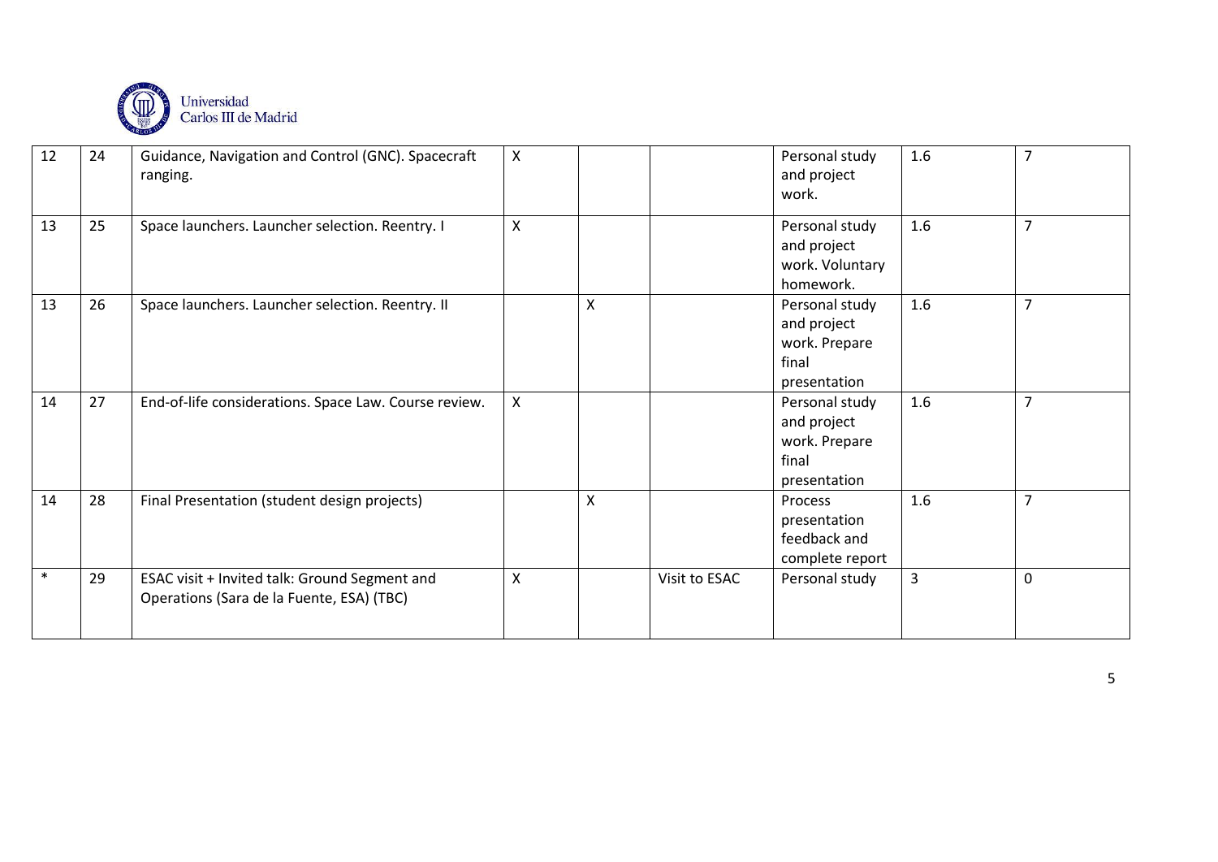| 12 | 24 | Guidance, Navigation and Control (GNC). Spacecraft ranging. | X | | | Personal study and project work. | 1.6 | 7 |
|---|---|---|---|---|---|---|---|---|
| 13 | 25 | Space launchers. Launcher selection. Reentry. I | X | | | Personal study and project work. Voluntary homework. | 1.6 | 7 |
| 13 | 26 | Space launchers. Launcher selection. Reentry. II | | X | | Personal study and project work. Prepare final presentation | 1.6 | 7 |
| 14 | 27 | End-of-life considerations. Space Law. Course review. | X | | | Personal study and project work. Prepare final presentation | 1.6 | 7 |
| 14 | 28 | Final Presentation (student design projects) | | X | | Process presentation feedback and complete report | 1.6 | 7 |
| * | 29 | ESAC visit + Invited talk: Ground Segment and Operations (Sara de la Fuente, ESA) (TBC) | X | | Visit to ESAC | Personal study | 3 | 0 |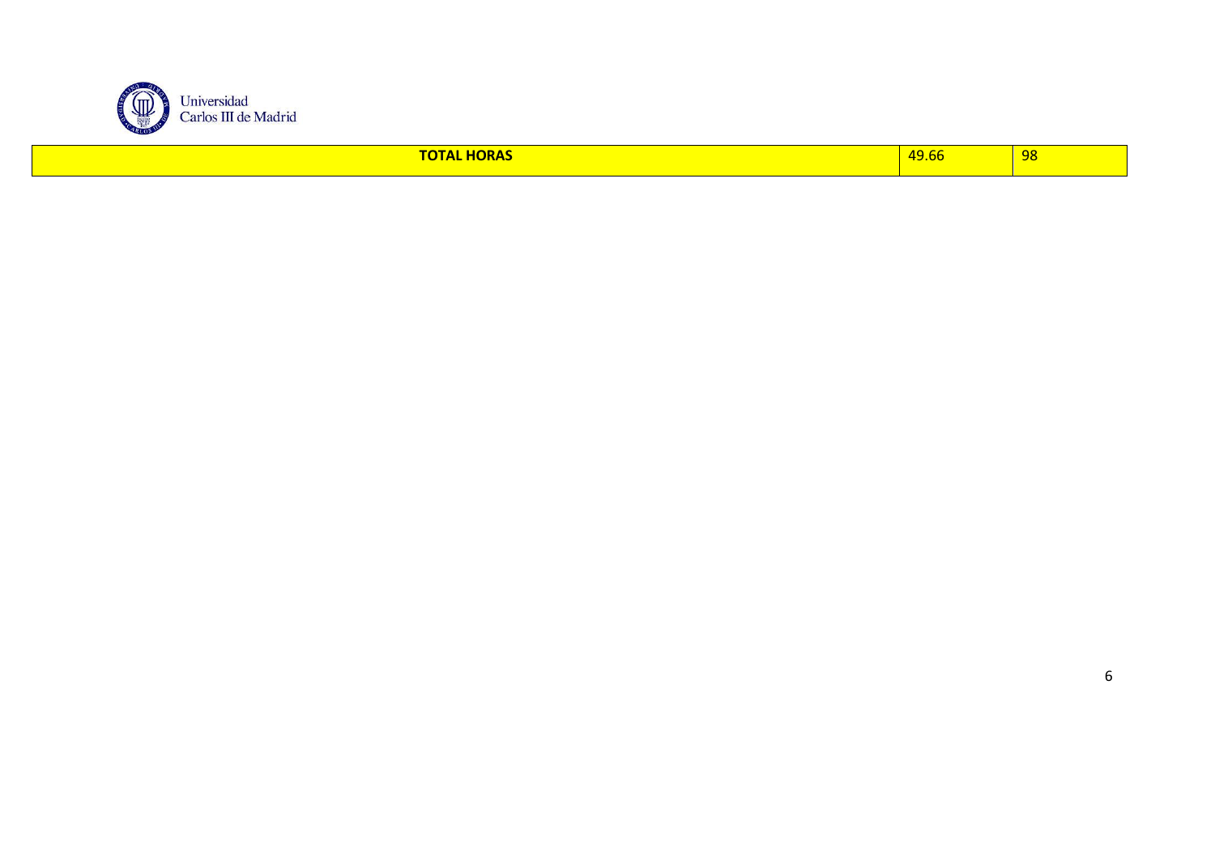| | | |
|---|---|---|
| **TOTAL HORAS** | 49.66 | 98 |